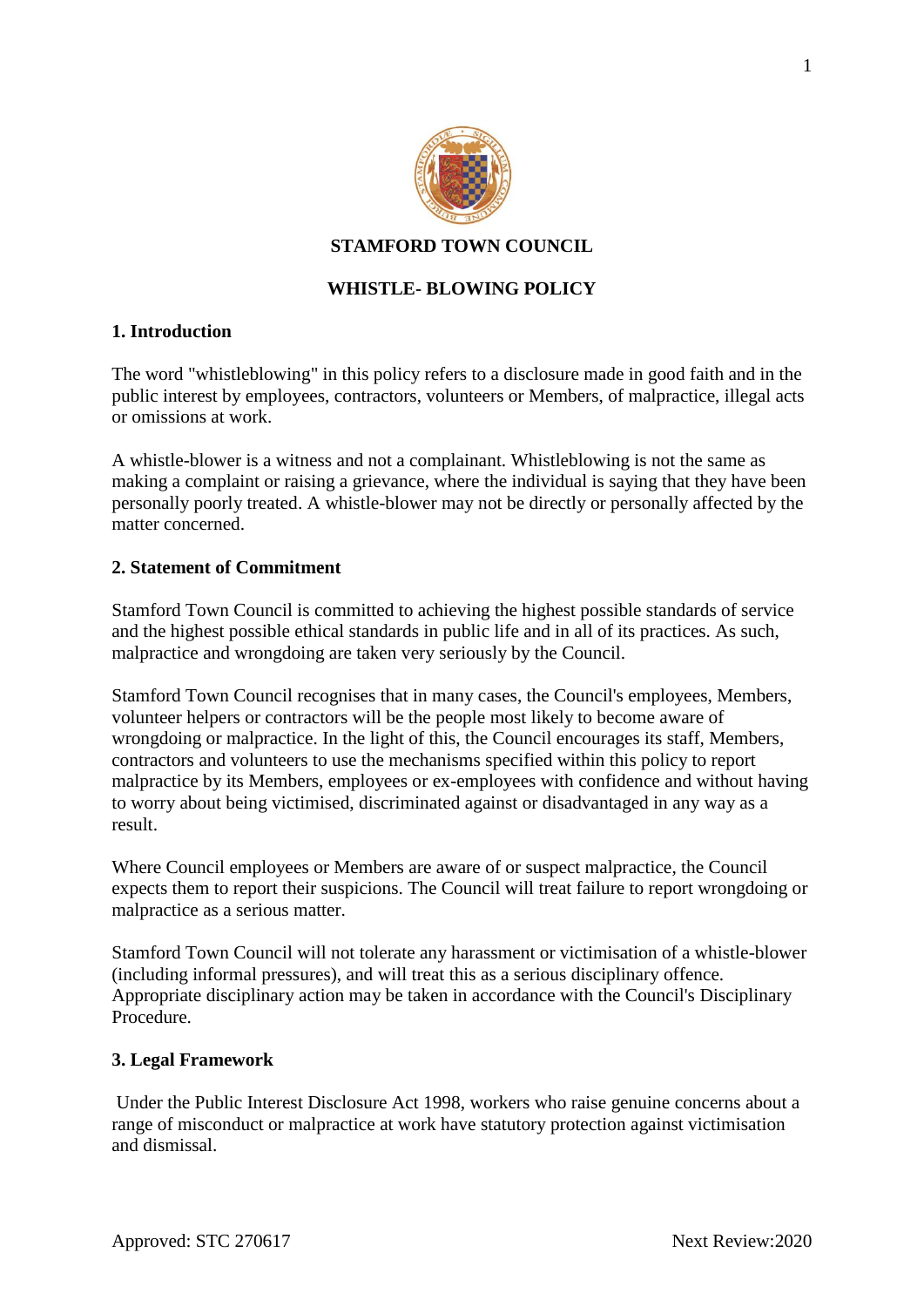# STAMFORD TOWN COUNCIL

## WHISTLE- BLOWING POLICY

### 1. Introduction

The word "whistleblowing" in this policy refers to a disclosure made in good faith and in the public interest by employees, contractors, volunteers or Members, of malpractice, illegal acts or omissions at work.

A whistle-blower is a witness and not a complainant. Whistleblowing is not the same as making a complaint or raising a grievance, where the individual is saying that they have been personally poorly treated. A whistle-blower may not be directly or personally affected by the matter concerned.

### 2. Statement of Commitment

Stamford Town Council is committed to achieving the highest possible standards of service and the highest possible ethical standards in public life and in all of its practices. As such, malpractice and wrongdoing are taken very seriously by the Council.

Stamford Town Council recognises that in many cases, the Council's employees, Members, volunteer helpers or contractors will be the people most likely to become aware of wrongdoing or malpractice. In the light of this, the Council encourages its staff, Members, contractors and volunteers to use the mechanisms specified within this policy to report malpractice by its Members, employees or ex-employees with confidence and without having to worry about being victimised, discriminated against or disadvantaged in any way as a result.

Where Council employees or Members are aware of or suspect malpractice, the Council expects them to report their suspicions. The Council will treat failure to report wrongdoing or malpractice as a serious matter.

Stamford Town Council will not tolerate any harassment or victimisation of a whistle-blower (including informal pressures), and will treat this as a serious disciplinary offence. Appropriate disciplinary action may be taken in accordance with the Council's Disciplinary Procedure.

### 3. Legal Framework

Under the Public Interest Disclosure Act 1998, workers who raise genuine concerns about a range of misconduct or malpractice at work have statutory protection against victimisation and dismissal.

Approved: STC 270617 Next Review:2020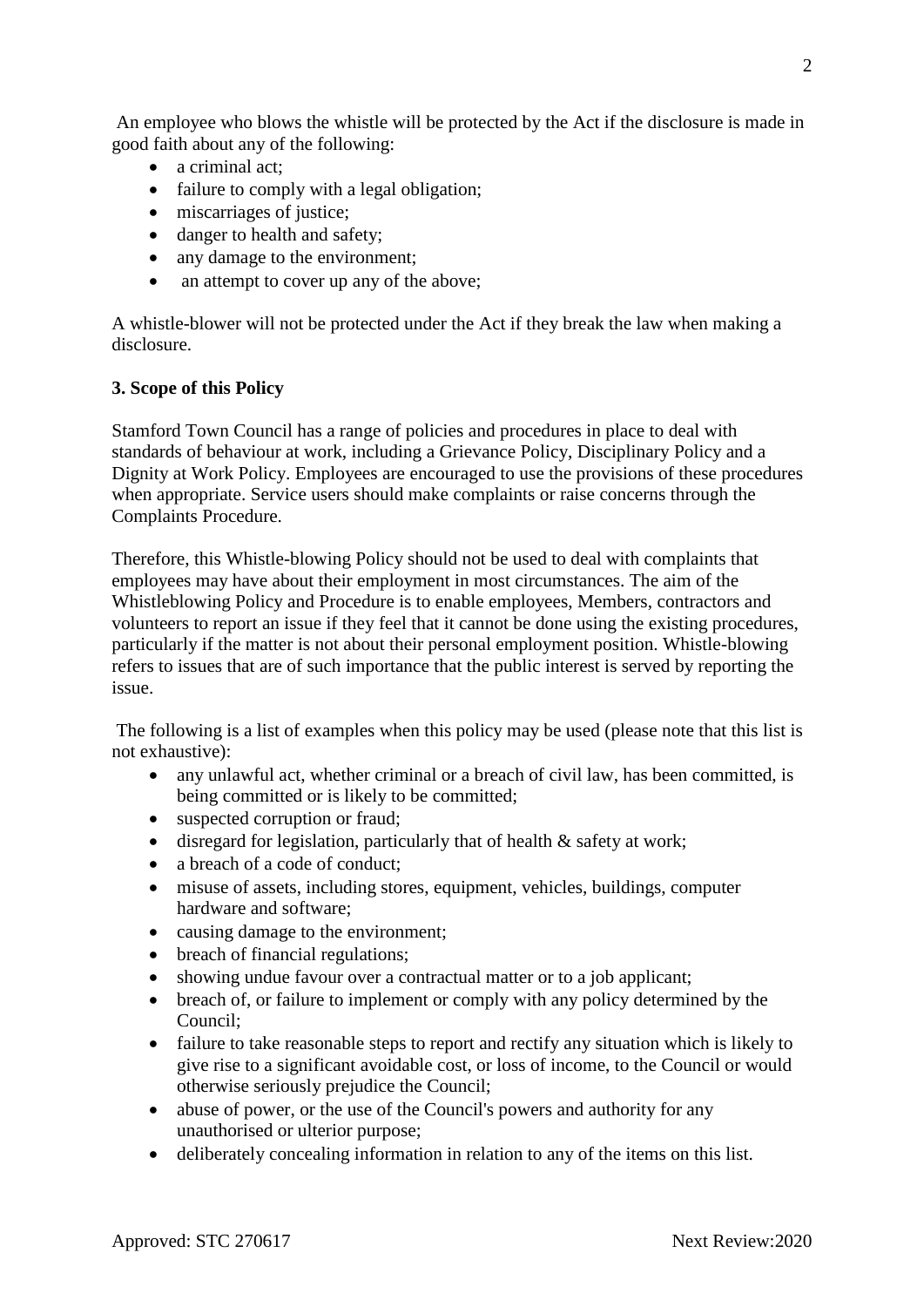An employee who blows the whistle will be protected by the Act if the disclosure is made in good faith about any of the following:

- a criminal act;
- failure to comply with a legal obligation;
- miscarriages of justice;
- danger to health and safety;
- any damage to the environment;
- an attempt to cover up any of the above;

A whistle-blower will not be protected under the Act if they break the law when making a disclosure.

**3. Scope of this Policy**

Stamford Town Council has a range of policies and procedures in place to deal with standards of behaviour at work, including a Grievance Policy, Disciplinary Policy and a Dignity at Work Policy. Employees are encouraged to use the provisions of these procedures when appropriate. Service users should make complaints or raise concerns through the Complaints Procedure.

Therefore, this Whistle-blowing Policy should not be used to deal with complaints that employees may have about their employment in most circumstances. The aim of the Whistleblowing Policy and Procedure is to enable employees, Members, contractors and volunteers to report an issue if they feel that it cannot be done using the existing procedures, particularly if the matter is not about their personal employment position. Whistle-blowing refers to issues that are of such importance that the public interest is served by reporting the issue.

The following is a list of examples when this policy may be used (please note that this list is not exhaustive):

- any unlawful act, whether criminal or a breach of civil law, has been committed, is being committed or is likely to be committed;
- suspected corruption or fraud;
- disregard for legislation, particularly that of health & safety at work;
- a breach of a code of conduct;
- misuse of assets, including stores, equipment, vehicles, buildings, computer hardware and software;
- causing damage to the environment;
- breach of financial regulations;
- showing undue favour over a contractual matter or to a job applicant;
- breach of, or failure to implement or comply with any policy determined by the Council;
- failure to take reasonable steps to report and rectify any situation which is likely to give rise to a significant avoidable cost, or loss of income, to the Council or would otherwise seriously prejudice the Council;
- abuse of power, or the use of the Council's powers and authority for any unauthorised or ulterior purpose;
- deliberately concealing information in relation to any of the items on this list.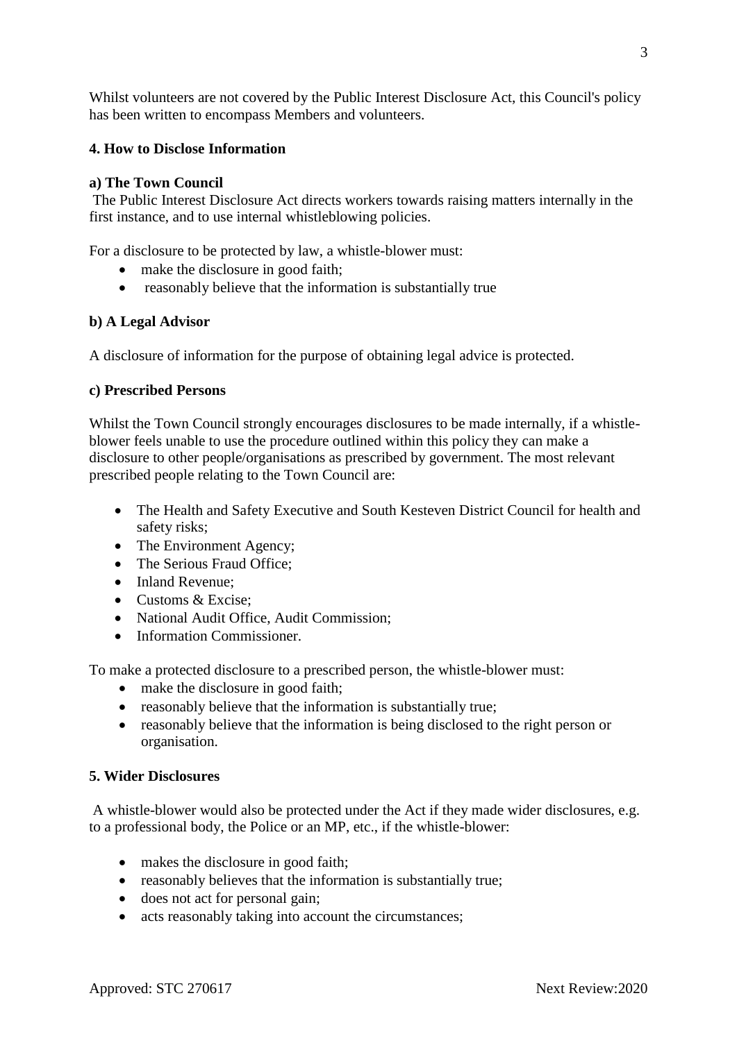Whilst volunteers are not covered by the Public Interest Disclosure Act, this Council's policy has been written to encompass Members and volunteers.

## 4. How to Disclose Information

### a) The Town Council

The Public Interest Disclosure Act directs workers towards raising matters internally in the first instance, and to use internal whistleblowing policies.

For a disclosure to be protected by law, a whistle-blower must:

- make the disclosure in good faith;
- reasonably believe that the information is substantially true

### b) A Legal Advisor

A disclosure of information for the purpose of obtaining legal advice is protected.

### c) Prescribed Persons

Whilst the Town Council strongly encourages disclosures to be made internally, if a whistle-blower feels unable to use the procedure outlined within this policy they can make a disclosure to other people/organisations as prescribed by government. The most relevant prescribed people relating to the Town Council are:

- The Health and Safety Executive and South Kesteven District Council for health and safety risks;
- The Environment Agency;
- The Serious Fraud Office;
- Inland Revenue;
- Customs & Excise;
- National Audit Office, Audit Commission;
- Information Commissioner.

To make a protected disclosure to a prescribed person, the whistle-blower must:

- make the disclosure in good faith;
- reasonably believe that the information is substantially true;
- reasonably believe that the information is being disclosed to the right person or organisation.

## 5. Wider Disclosures

A whistle-blower would also be protected under the Act if they made wider disclosures, e.g. to a professional body, the Police or an MP, etc., if the whistle-blower:

- makes the disclosure in good faith;
- reasonably believes that the information is substantially true;
- does not act for personal gain;
- acts reasonably taking into account the circumstances;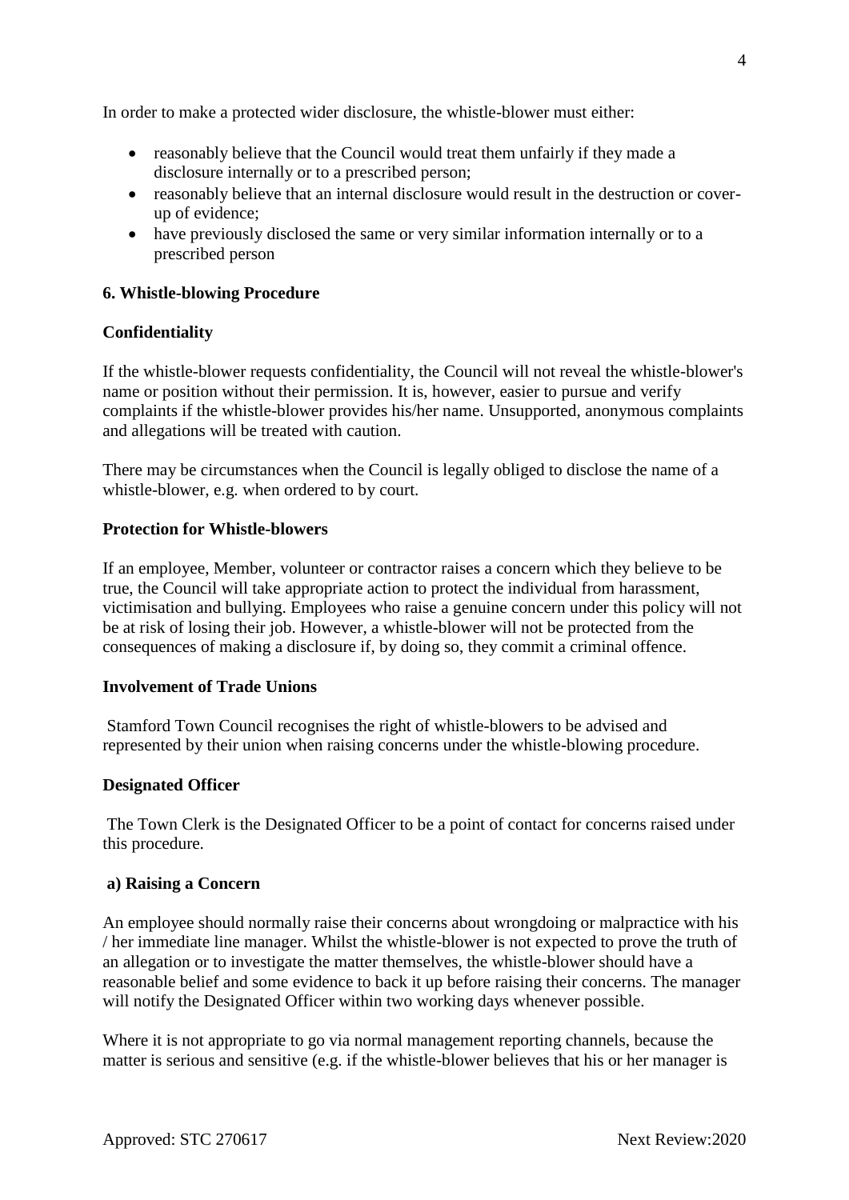In order to make a protected wider disclosure, the whistle-blower must either:

- reasonably believe that the Council would treat them unfairly if they made a disclosure internally or to a prescribed person;
- reasonably believe that an internal disclosure would result in the destruction or cover-up of evidence;
- have previously disclosed the same or very similar information internally or to a prescribed person

## 6. Whistle-blowing Procedure

### Confidentiality

If the whistle-blower requests confidentiality, the Council will not reveal the whistle-blower's name or position without their permission. It is, however, easier to pursue and verify complaints if the whistle-blower provides his/her name. Unsupported, anonymous complaints and allegations will be treated with caution.

There may be circumstances when the Council is legally obliged to disclose the name of a whistle-blower, e.g. when ordered to by court.

### Protection for Whistle-blowers

If an employee, Member, volunteer or contractor raises a concern which they believe to be true, the Council will take appropriate action to protect the individual from harassment, victimisation and bullying. Employees who raise a genuine concern under this policy will not be at risk of losing their job. However, a whistle-blower will not be protected from the consequences of making a disclosure if, by doing so, they commit a criminal offence.

### Involvement of Trade Unions

Stamford Town Council recognises the right of whistle-blowers to be advised and represented by their union when raising concerns under the whistle-blowing procedure.

### Designated Officer

The Town Clerk is the Designated Officer to be a point of contact for concerns raised under this procedure.

### a) Raising a Concern

An employee should normally raise their concerns about wrongdoing or malpractice with his / her immediate line manager. Whilst the whistle-blower is not expected to prove the truth of an allegation or to investigate the matter themselves, the whistle-blower should have a reasonable belief and some evidence to back it up before raising their concerns. The manager will notify the Designated Officer within two working days whenever possible.

Where it is not appropriate to go via normal management reporting channels, because the matter is serious and sensitive (e.g. if the whistle-blower believes that his or her manager is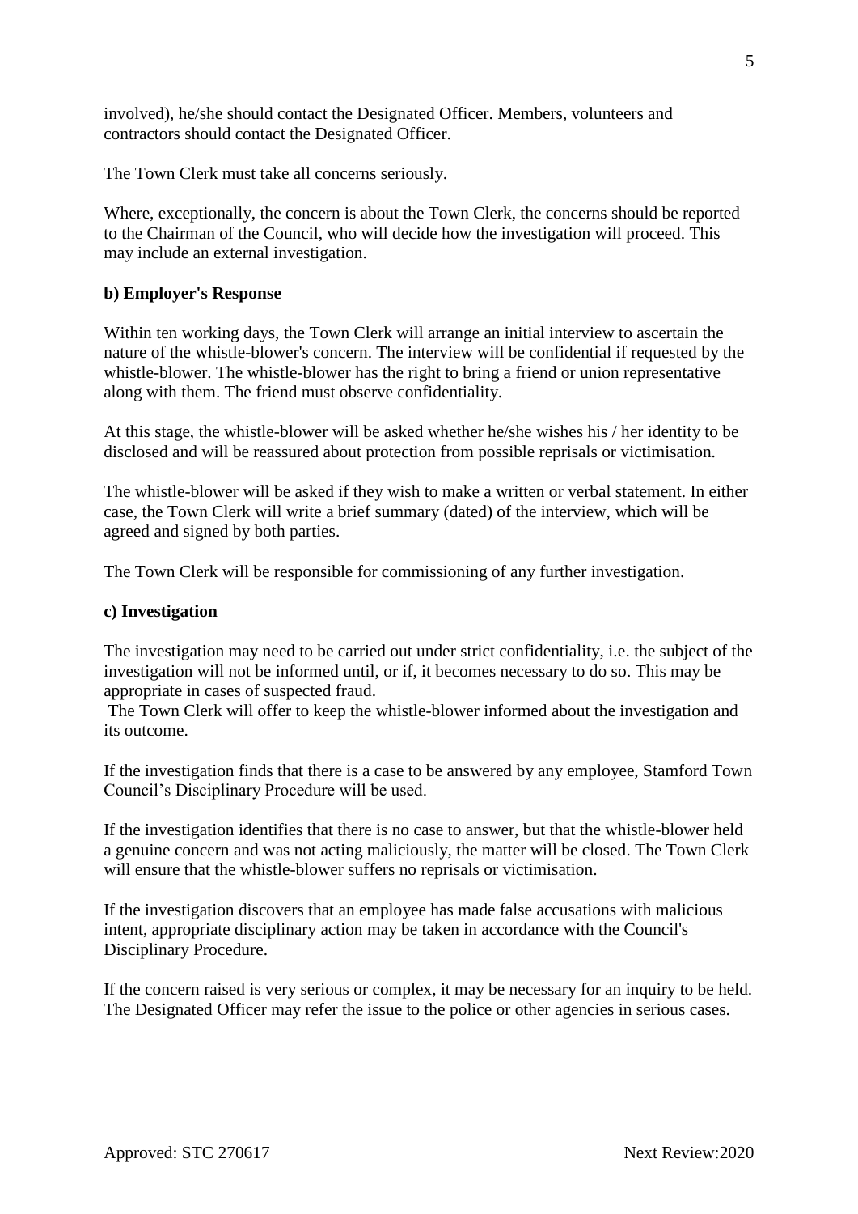involved), he/she should contact the Designated Officer. Members, volunteers and contractors should contact the Designated Officer.

The Town Clerk must take all concerns seriously.

Where, exceptionally, the concern is about the Town Clerk, the concerns should be reported to the Chairman of the Council, who will decide how the investigation will proceed. This may include an external investigation.

**b) Employer's Response**

Within ten working days, the Town Clerk will arrange an initial interview to ascertain the nature of the whistle-blower's concern. The interview will be confidential if requested by the whistle-blower. The whistle-blower has the right to bring a friend or union representative along with them. The friend must observe confidentiality.

At this stage, the whistle-blower will be asked whether he/she wishes his / her identity to be disclosed and will be reassured about protection from possible reprisals or victimisation.

The whistle-blower will be asked if they wish to make a written or verbal statement. In either case, the Town Clerk will write a brief summary (dated) of the interview, which will be agreed and signed by both parties.

The Town Clerk will be responsible for commissioning of any further investigation.

**c) Investigation**

The investigation may need to be carried out under strict confidentiality, i.e. the subject of the investigation will not be informed until, or if, it becomes necessary to do so. This may be appropriate in cases of suspected fraud.
The Town Clerk will offer to keep the whistle-blower informed about the investigation and its outcome.

If the investigation finds that there is a case to be answered by any employee, Stamford Town Council's Disciplinary Procedure will be used.

If the investigation identifies that there is no case to answer, but that the whistle-blower held a genuine concern and was not acting maliciously, the matter will be closed. The Town Clerk will ensure that the whistle-blower suffers no reprisals or victimisation.

If the investigation discovers that an employee has made false accusations with malicious intent, appropriate disciplinary action may be taken in accordance with the Council's Disciplinary Procedure.

If the concern raised is very serious or complex, it may be necessary for an inquiry to be held. The Designated Officer may refer the issue to the police or other agencies in serious cases.

Approved: STC 270617 Next Review:2020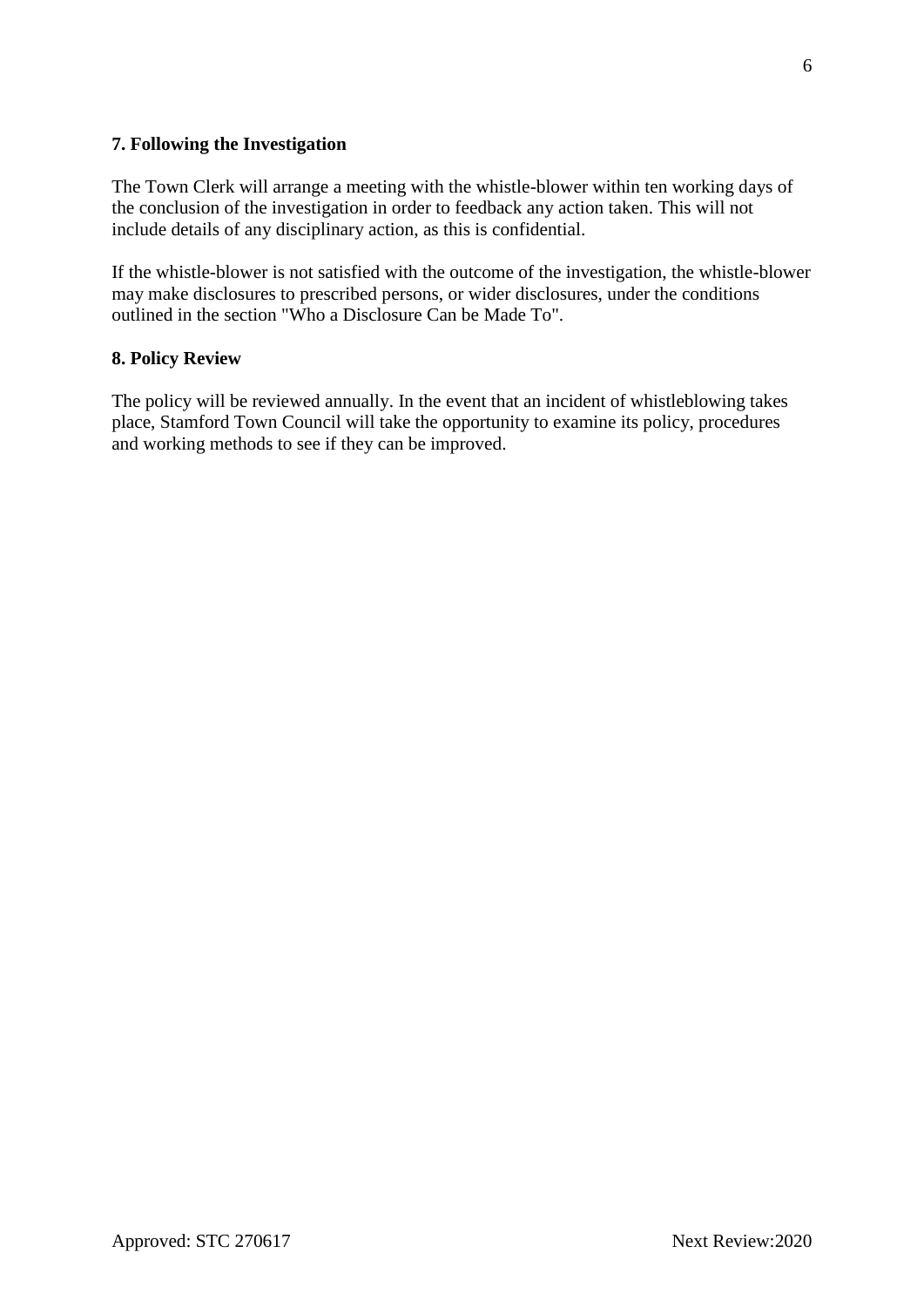## 7. Following the Investigation

The Town Clerk will arrange a meeting with the whistle-blower within ten working days of the conclusion of the investigation in order to feedback any action taken. This will not include details of any disciplinary action, as this is confidential.

If the whistle-blower is not satisfied with the outcome of the investigation, the whistle-blower may make disclosures to prescribed persons, or wider disclosures, under the conditions outlined in the section "Who a Disclosure Can be Made To".

## 8. Policy Review

The policy will be reviewed annually. In the event that an incident of whistleblowing takes place, Stamford Town Council will take the opportunity to examine its policy, procedures and working methods to see if they can be improved.